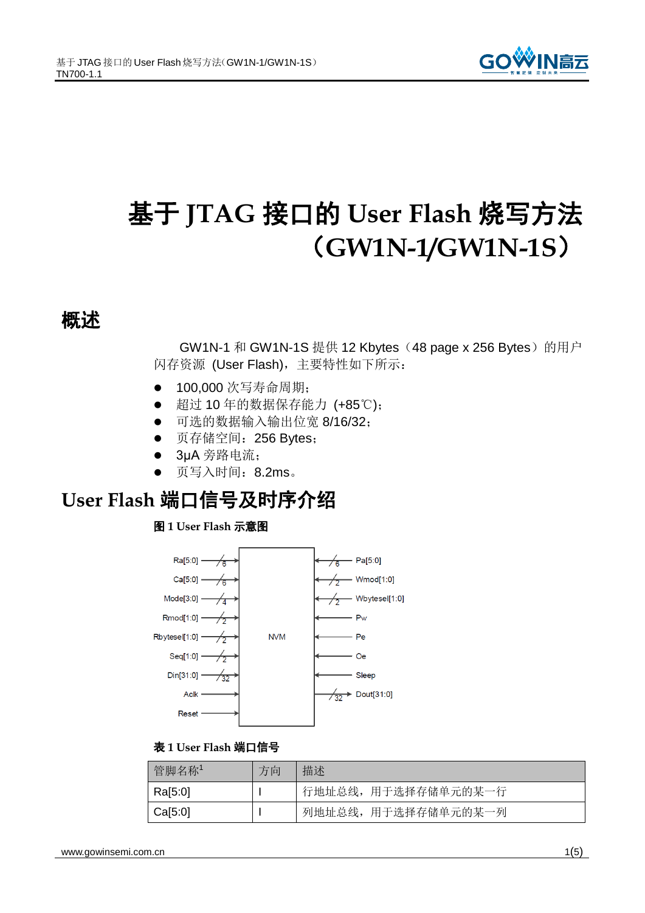# 基于 JTAG 接口的 User Flash 烧写方法（GW1N-1/GW1N-1S）

## 概述

GW1N-1 和 GW1N-1S 提供 12 Kbytes（48 page x 256 Bytes）的用户闪存资源 (User Flash)，主要特性如下所示：

- 100,000 次写寿命周期；
- 超过 10 年的数据保存能力 (+85℃)；
- 可选的数据输入输出位宽 8/16/32；
- 页存储空间：256 Bytes；
- 3μA 旁路电流；
- 页写入时间：8.2ms。

## User Flash 端口信号及时序介绍

**图 1 User Flash 示意图**

**表 1 User Flash 端口信号**

| 管脚名称[1] | 方向 | 描述 |
| --- | --- | --- |
| Ra[5:0] | I | 行地址总线，用于选择存储单元的某一行 |
| Ca[5:0] | I | 列地址总线，用于选择存储单元的某一列 |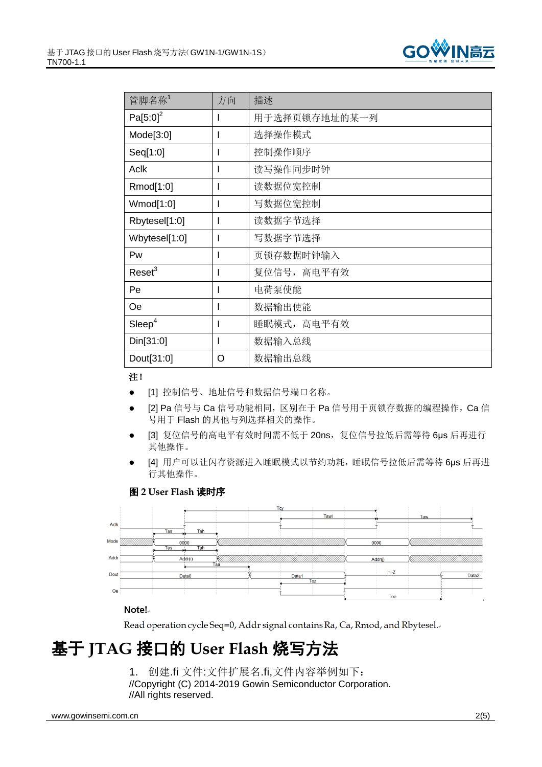| 管脚名称[1] | 方向 | 描述 |
|---|---|---|
| Pa[5:0][2] | I | 用于选择页锁存地址的某一列 |
| Mode[3:0] | I | 选择操作模式 |
| Seq[1:0] | I | 控制操作顺序 |
| Aclk | I | 读写操作同步时钟 |
| Rmod[1:0] | I | 读数据位宽控制 |
| Wmod[1:0] | I | 写数据位宽控制 |
| Rbytesel[1:0] | I | 读数据字节选择 |
| Wbytesel[1:0] | I | 写数据字节选择 |
| Pw | I | 页锁存数据时钟输入 |
| Reset[3] | I | 复位信号，高电平有效 |
| Pe | I | 电荷泵使能 |
| Oe | I | 数据输出使能 |
| Sleep[4] | I | 睡眠模式，高电平有效 |
| Din[31:0] | I | 数据输入总线 |
| Dout[31:0] | O | 数据输出总线 |

**注！**

- [1] 控制信号、地址信号和数据信号端口名称。
- [2] Pa 信号与 Ca 信号功能相同，区别在于 Pa 信号用于页锁存数据的编程操作，Ca 信号用于 Flash 的其他与列选择相关的操作。
- [3] 复位信号的高电平有效时间需不低于 20ns，复位信号拉低后需等待 6μs 后再进行其他操作。
- [4] 用户可以让闪存资源进入睡眠模式以节约功耗，睡眠信号拉低后需等待 6μs 后再进行其他操作。

**图 2 User Flash 读时序**

**Note!**

Read operation cycle Seq=0, Addr signal contains Ra, Ca, Rmod, and Rbytesel.

# 基于 JTAG 接口的 User Flash 烧写方法

1. 创建.fi 文件:文件扩展名.fi,文件内容举例如下：

//Copyright (C) 2014-2019 Gowin Semiconductor Corporation.
//All rights reserved.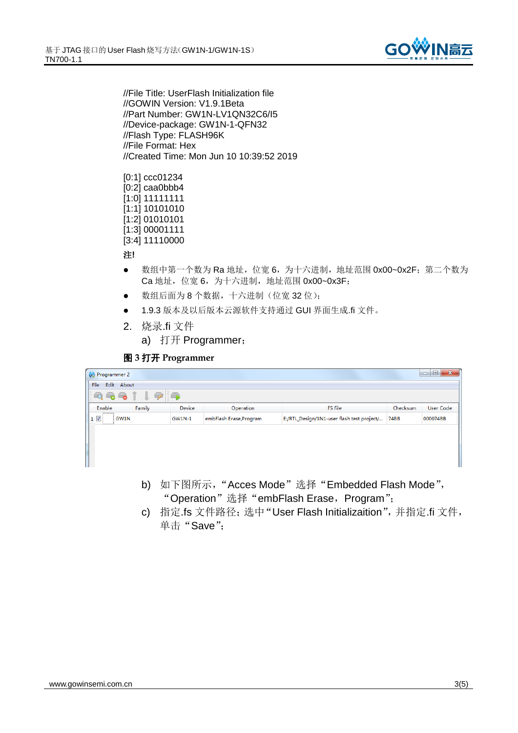```
//File Title: UserFlash Initialization file
//GOWIN Version: V1.9.1Beta
//Part Number: GW1N-LV1QN32C6/I5
//Device-package: GW1N-1-QFN32
//Flash Type: FLASH96K
//File Format: Hex
//Created Time: Mon Jun 10 10:39:52 2019

[0:1] ccc01234
[0:2] caa0bbb4
[1:0] 11111111
[1:1] 10101010
[1:2] 01010101
[1:3] 00001111
[3:4] 11110000
```

**注!**

- 数组中第一个数为 Ra 地址，位宽 6，为十六进制，地址范围 0x00~0x2F；第二个数为 Ca 地址，位宽 6，为十六进制，地址范围 0x00~0x3F；
- 数组后面为 8 个数据，十六进制（位宽 32 位）；
- 1.9.3 版本及以后版本云源软件支持通过 GUI 界面生成.fi 文件。

2. 烧录.fi 文件

   a) 打开 Programmer；

**图 3 打开 Programmer**

| Enable | Family | Device | Operation | FS File | Checksum | User Code |
|---|---|---|---|---|---|---|
| 1 ☑ | GW1N | GW1N-1 | embFlash Erase,Program | E:/RTL_Design/1N1-user flash test project/... | 74BB | 000074BB |

   b) 如下图所示，“Acces Mode”选择“Embedded Flash Mode”，“Operation”选择“embFlash Erase，Program”；

   c) 指定.fs 文件路径；选中“User Flash Initializaition”，并指定.fi 文件，单击“Save”；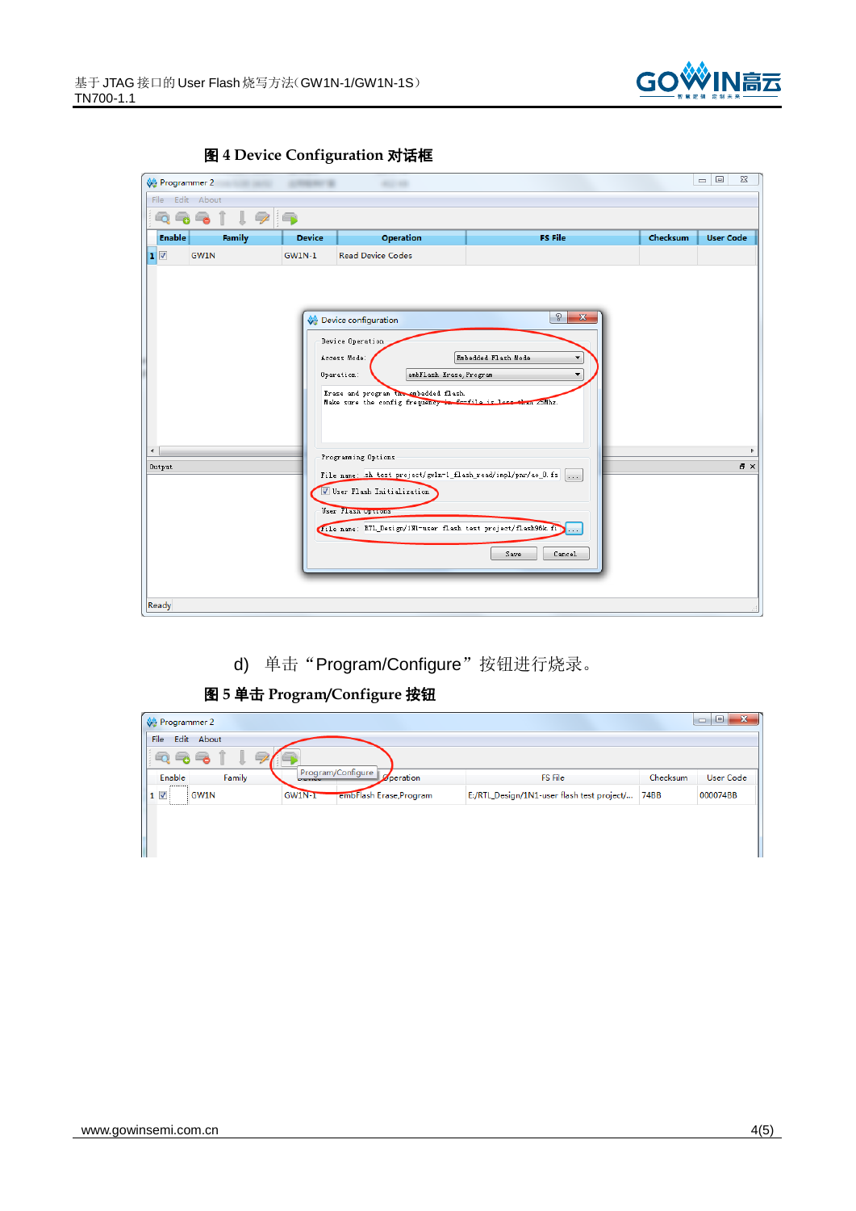图 4 Device Configuration 对话框

d) 单击“Program/Configure”按钮进行烧录。

图 5 单击 Program/Configure 按钮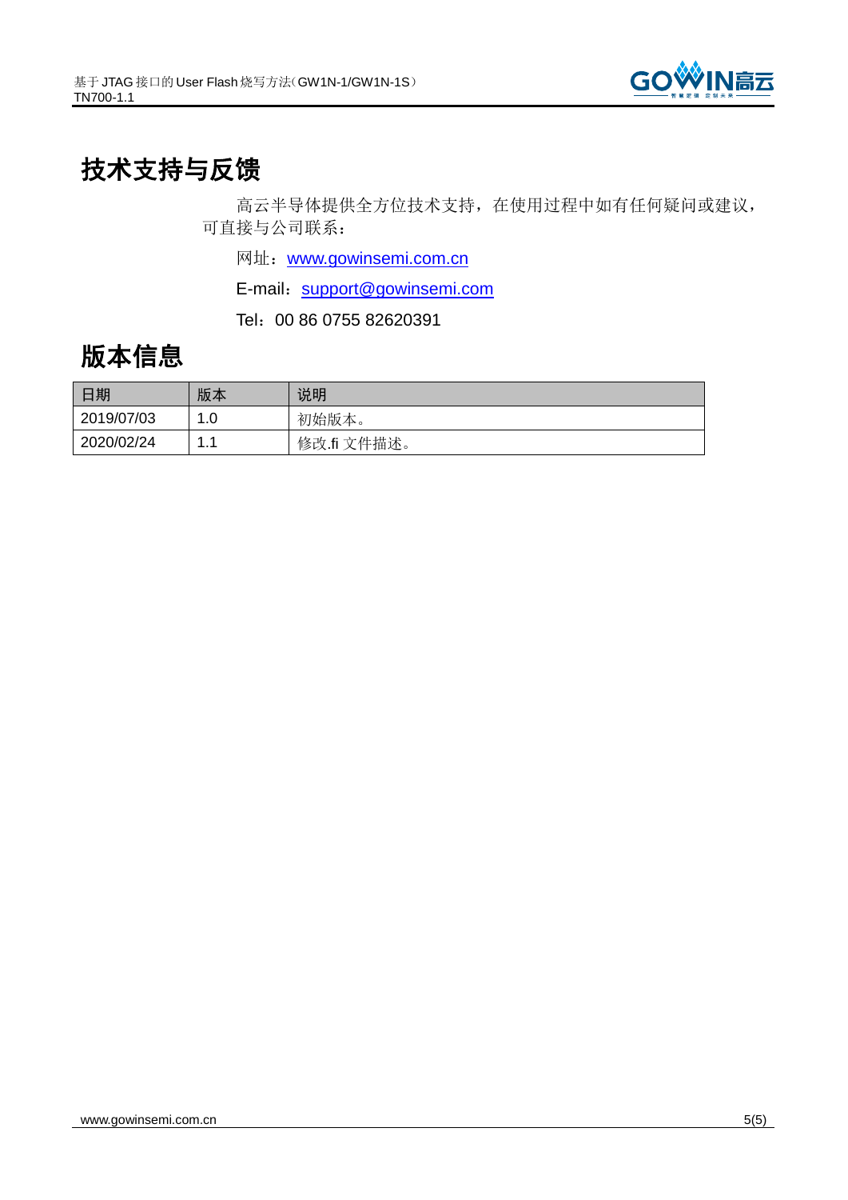# 技术支持与反馈

高云半导体提供全方位技术支持，在使用过程中如有任何疑问或建议，可直接与公司联系：

网址：www.gowinsemi.com.cn

E-mail：support@gowinsemi.com

Tel：00 86 0755 82620391

# 版本信息

| 日期 | 版本 | 说明 |
| --- | --- | --- |
| 2019/07/03 | 1.0 | 初始版本。 |
| 2020/02/24 | 1.1 | 修改.fi 文件描述。 |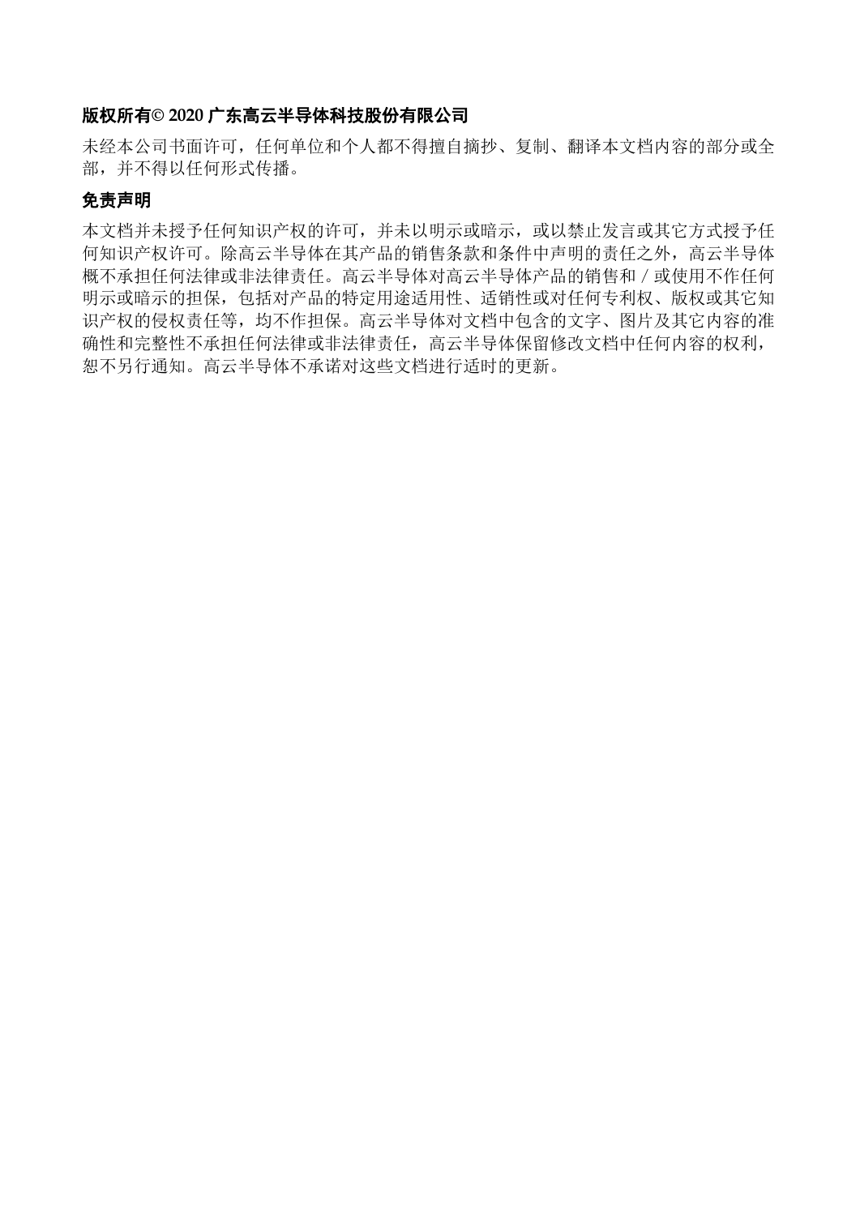**版权所有© 2020 广东高云半导体科技股份有限公司**

未经本公司书面许可，任何单位和个人都不得擅自摘抄、复制、翻译本文档内容的部分或全部，并不得以任何形式传播。

**免责声明**

本文档并未授予任何知识产权的许可，并未以明示或暗示，或以禁止发言或其它方式授予任何知识产权许可。除高云半导体在其产品的销售条款和条件中声明的责任之外，高云半导体概不承担任何法律或非法律责任。高云半导体对高云半导体产品的销售和／或使用不作任何明示或暗示的担保，包括对产品的特定用途适用性、适销性或对任何专利权、版权或其它知识产权的侵权责任等，均不作担保。高云半导体对文档中包含的文字、图片及其它内容的准确性和完整性不承担任何法律或非法律责任，高云半导体保留修改文档中任何内容的权利，恕不另行通知。高云半导体不承诺对这些文档进行适时的更新。